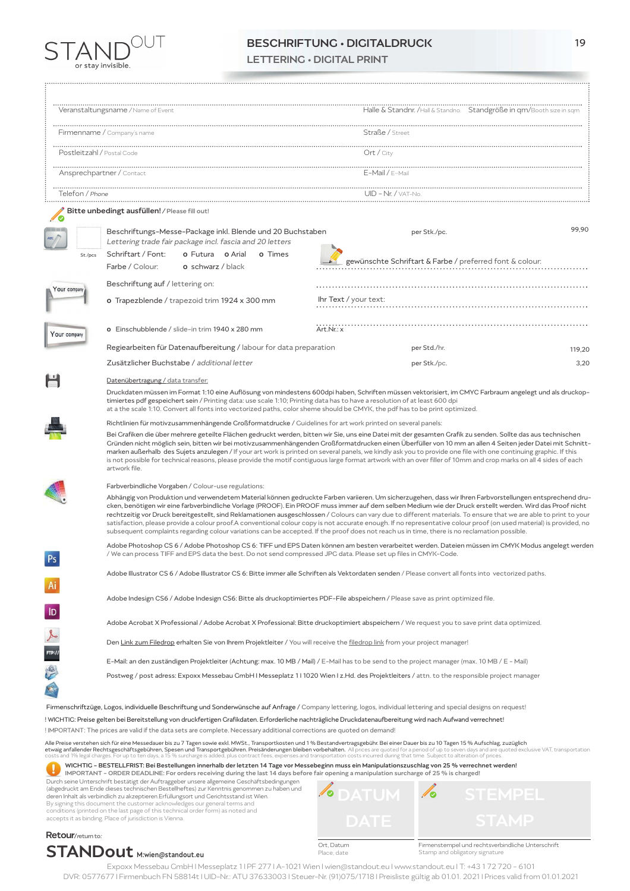STANDOUT
or stay invisible.

# BESCHRIFTUNG • DIGITALDRUCK
## LETTERING • DIGITAL PRINT

| | |
|---|---|
| Veranstaltungsname / Name of Event | Halle & Standnr. / Hall & Standno. Standgröße in qm/Booth size in sqm |
| Firmenname / Company's name | Straße / Street |
| Postleitzahl / Postal Code | Ort / City |
| Ansprechpartner / Contact | E-Mail / E-Mail |
| Telefon / Phone | UID - Nr. / VAT-No. |

**Bitte unbedingt ausfüllen!** / Please fill out!

St./pcs

Beschriftungs-Messe-Package inkl. Blende und 20 Buchstaben — per Stk./pc. — 99,90
*Lettering trade fair package incl. fascia and 20 letters*

Schriftart / Font: o Futura o Arial o Times
Farbe / Colour: o schwarz / black

gewünschte Schriftart & Farbe / preferred font & colour:

Beschriftung auf / lettering on:

o Trapezblende / trapezoid trim 1924 x 300 mm

Ihr Text / your text:

o Einschubblende / slide-in trim 1940 x 280 mm

Art.Nr.: x

| | | |
|---|---|---|
| Regiearbeiten für Datenaufbereitung / labour for data preparation | per Std./hr. | 119,20 |
| Zusätzlicher Buchstabe / *additional letter* | per Stk./pc. | 3,20 |

Datenübertragung / data transfer:

Druckdaten müssen im Format 1:10 eine Auflösung von mindestens 600dpi haben, Schriften müssen vektorisiert, im CMYK Farbraum angelegt und als druckoptimiertes pdf gespeichert sein / Printing data: use scale 1:10; Printing data has to have a resolution of at least 600 dpi at a the scale 1:10. Convert all fonts into vectorized paths, color sheme should be CMYK, the pdf has to be print optimized.

Richtlinien für motivzusammenhängende Großformatdrucke / Guidelines for art work printed on several panels:

Bei Grafiken die über mehrere geteilte Flächen gedruckt werden, bitten wir Sie, uns eine Datei mit der gesamten Grafik zu senden. Sollte das aus technischen Gründen nicht möglich sein, bitten wir bei motivzusammenhängenden Großformatdrucken einen Überfüller von 10 mm an allen 4 Seiten jeder Datei mit Schnittmarken außerhalb des Sujets anzulegen / If your art work is printed on several panels, we kindly ask you to provide one file with one continuing graphic. If this is not possible for technical reasons, please provide the motif contiguous large format artwork with an over filler of 10mm and crop marks on all 4 sides of each artwork file.

Farbverbindliche Vorgaben / Colour-use regulations:

Abhängig von Produktion und verwendetem Material können gedruckte Farben variieren. Um sicherzugehen, dass wir Ihren Farbvorstellungen entsprechend drucken, benötigen wir eine farbverbindliche Vorlage (PROOF). Ein PROOF muss immer auf dem selben Medium wie der Druck erstellt werden. Wird das Proof nicht rechtzeitig vor Druck bereitgestellt, sind Reklamationen ausgeschlossen / Colours can vary due to different materials. To ensure that we are able to print to your satisfaction, please provide a colour proof.A conventional colour copy is not accurate enough. If no representative colour proof (on used material) is provided, no subsequent complaints regarding colour variations can be accepted. If the proof does not reach us in time, there is no reclamation possible.

Adobe Photoshop CS 6 / Adobe Photoshop CS 6: TIFF und EPS Daten können am besten verarbeitet werden. Dateien müssen im CMYK Modus angelegt werden / We can process TIFF and EPS data the best. Do not send compressed JPG data. Please set up files in CMYK-Code.

Adobe Illustrator CS 6 / Adobe Illustrator CS 6: Bitte immer alle Schriften als Vektordaten senden / Please convert all fonts into vectorized paths.

Adobe Indesign CS6 / Adobe Indesign CS6: Bitte als druckoptimiertes PDF-File abspeichern / Please save as print optimized file.

Adobe Acrobat X Professional / Adobe Acrobat X Professional: Bitte druckoptimiert abspeichern / We request you to save print data optimized.

Den Link zum Filedrop erhalten Sie von Ihrem Projektleiter / You will receive the filedrop link from your project manager!

E-Mail: an den zuständigen Projektleiter (Achtung: max. 10 MB / Mail) / E-Mail has to be send to the project manager (max. 10 MB / E - Mail)

Postweg / post adress: Expoxx Messebau GmbH I Messeplatz 1 I 1020 Wien I z.Hd. des Projektleiters / attn. to the responsible project manager

Firmenschriftzüge, Logos, individuelle Beschriftung und Sonderwünsche auf Anfrage / Company lettering, logos, individual lettering and special designs on request!

! WICHTIG: Preise gelten bei Bereitstellung von druckfertigen Grafikdaten. Erforderliche nachträgliche Druckdatenaufbereitung wird nach Aufwand verrechnet!
! IMPORTANT: The prices are valid if the data sets are complete. Necessary additional corrections are quoted on demand!

Alle Preise verstehen sich für eine Messedauer bis zu 7 Tagen sowie exkl. MWSt., Transportkosten und 1 % Bestandvertragsgebühr. Bei einer Dauer bis zu 10 Tagen 15 % Aufschlag, zuzüglich etwaig anfallender Rechtsgeschäftsgebühren, Spesen und Transportgebühren. Preisänderungen bleiben vorbehalten. All prices are quoted for a period of up to seven days and are quoted exclusive VAT, transportation costs and 1% legal charges. For up to ten days, a 15 % surcharge is added, plus contract fees, expenses and transportation costs incurred during that time. Subject to alteration of prices.

**WICHTIG - BESTELLFRIST: Bei Bestellungen innerhalb der letzten 14 Tage vor Messebeginn muss ein Manipulationszuschlag von 25 % verrechnet werden!**
**IMPORTANT - ORDER DEADLINE: For orders receiving during the last 14 days before fair opening a manipulation surcharge of 25 % is charged!**

Durch seine Unterschrift bestätigt der Auftraggeber unsere allgemeine Geschäftsbedingungen (abgedruckt am Ende dieses technischen Bestellheftes) zur Kenntnis genommen zu haben und deren Inhalt als verbindlich zu akzeptieren.Erfüllungsort und Gerichtsstand ist Wien.
By signing this document the customer acknowledges our general terms and conditions (printed on the last page of this technical order form) as noted and accepts it as binding. Place of jurisdiction is Vienna.

| DATUM / DATE | STEMPEL / STAMP |
|---|---|
| Ort, Datum / Place, date | Firmenstempel und rechtsverbindliche Unterschrift / Stamp and obligatory signature |

**Retour**/return to:
**STANDout** M:wien@standout.eu

Expoxx Messebau GmbH I Messeplatz 1 I PF 277 I A-1021 Wien I wien@standout.eu I www.standout.eu I T: +43 1 72 720 - 6101
DVR: 0577677 I Firmenbuch FN 58814t I UID-Nr.: ATU 37633003 I Steuer-Nr. (91)075/1718 I Preisliste gültig ab 01.01. 2021 I Prices valid from 01.01.2021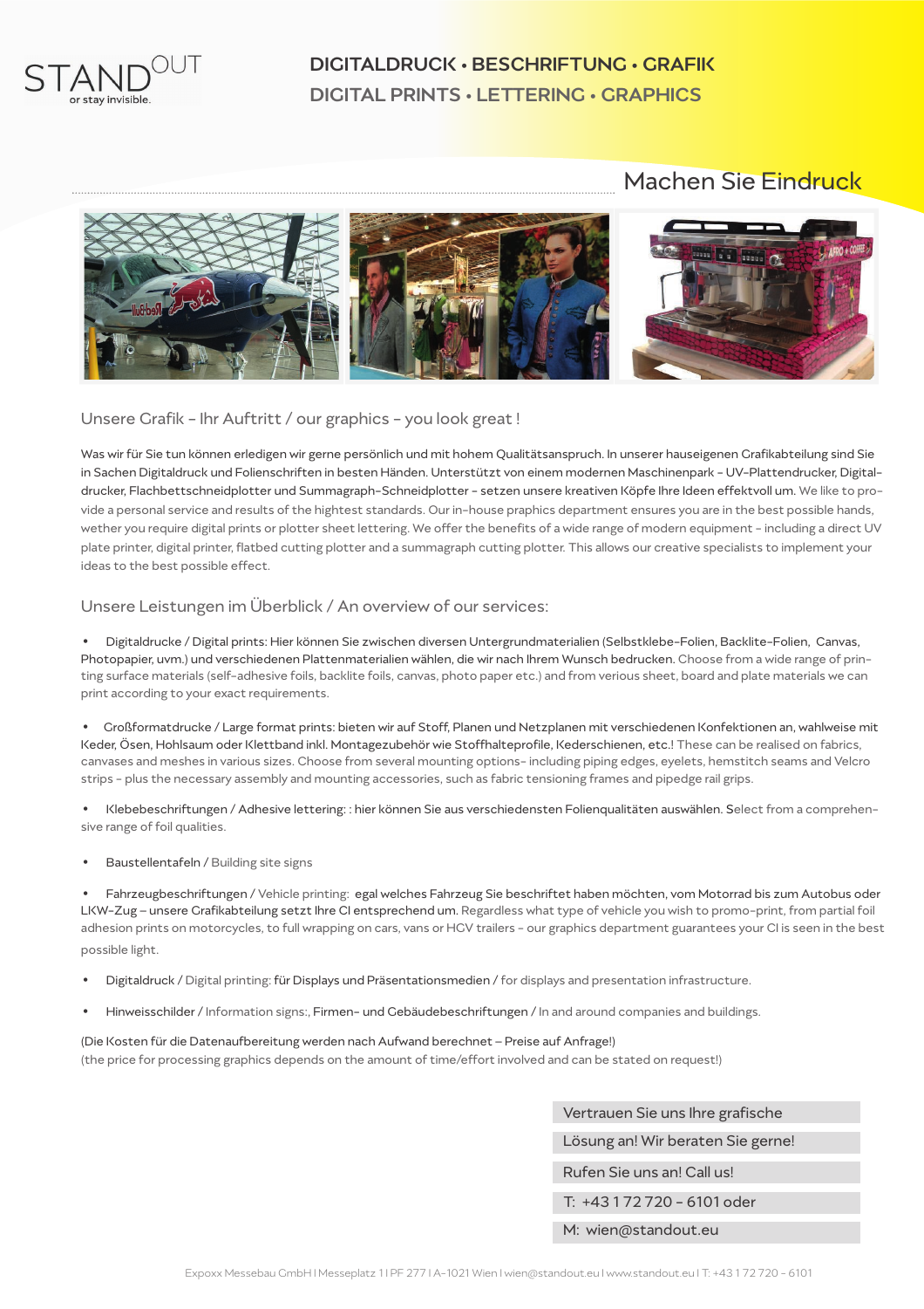STANDOUT
or stay invisible.

# DIGITALDRUCK • BESCHRIFTUNG • GRAFIK
## DIGITAL PRINTS • LETTERING • GRAPHICS

## Machen Sie Eindruck

### Unsere Grafik – Ihr Auftritt / our graphics – you look great !

Was wir für Sie tun können erledigen wir gerne persönlich und mit hohem Qualitätsanspruch. In unserer hauseigenen Grafikabteilung sind Sie in Sachen Digitaldruck und Folienschriften in besten Händen. Unterstützt von einem modernen Maschinenpark – UV-Plattendrucker, Digitaldrucker, Flachbettschneidplotter und Summagraph-Schneidplotter – setzen unsere kreativen Köpfe Ihre Ideen effektvoll um. We like to provide a personal service and results of the hightest standards. Our in-house graphics department ensures you are in the best possible hands, wether you require digital prints or plotter sheet lettering. We offer the benefits of a wide range of modern equipment – including a direct UV plate printer, digital printer, flatbed cutting plotter and a summagraph cutting plotter. This allows our creative specialists to implement your ideas to the best possible effect.

### Unsere Leistungen im Überblick / An overview of our services:

- Digitaldrucke / Digital prints: Hier können Sie zwischen diversen Untergrundmaterialien (Selbstklebe-Folien, Backlite-Folien, Canvas, Photopapier, uvm.) und verschiedenen Plattenmaterialien wählen, die wir nach Ihrem Wunsch bedrucken. Choose from a wide range of printing surface materials (self-adhesive foils, backlite foils, canvas, photo paper etc.) and from verious sheet, board and plate materials we can print according to your exact requirements.

- Großformatdrucke / Large format prints: bieten wir auf Stoff, Planen und Netzplanen mit verschiedenen Konfektionen an, wahlweise mit Keder, Ösen, Hohlsaum oder Klettband inkl. Montagezubehör wie Stoffhalteprofile, Kederschienen, etc.! These can be realised on fabrics, canvases and meshes in various sizes. Choose from several mounting options- including piping edges, eyelets, hemstitch seams and Velcro strips - plus the necessary assembly and mounting accessories, such as fabric tensioning frames and pipedge rail grips.

- Klebebeschriftungen / Adhesive lettering: : hier können Sie aus verschiedensten Folienqualitäten auswählen. Select from a comprehensive range of foil qualities.

- Baustellentafeln / Building site signs

- Fahrzeugbeschriftungen / Vehicle printing: egal welches Fahrzeug Sie beschriftet haben möchten, vom Motorrad bis zum Autobus oder LKW-Zug – unsere Grafikabteilung setzt Ihre CI entsprechend um. Regardless what type of vehicle you wish to promo-print, from partial foil adhesion prints on motorcycles, to full wrapping on cars, vans or HGV trailers - our graphics department guarantees your CI is seen in the best possible light.

- Digitaldruck / Digital printing: für Displays und Präsentationsmedien / for displays and presentation infrastructure.

- Hinweisschilder / Information signs:, Firmen- und Gebäudebeschriftungen / In and around companies and buildings.

(Die Kosten für die Datenaufbereitung werden nach Aufwand berechnet – Preise auf Anfrage!)
(the price for processing graphics depends on the amount of time/effort involved and can be stated on request!)

Vertrauen Sie uns Ihre grafische
Lösung an! Wir beraten Sie gerne!
Rufen Sie uns an! Call us!
T: +43 1 72 720 – 6101 oder
M: wien@standout.eu

Expoxx Messebau GmbH I Messeplatz 1 I PF 277 I A-1021 Wien I wien@standout.eu I www.standout.eu I T: +43 1 72 720 – 6101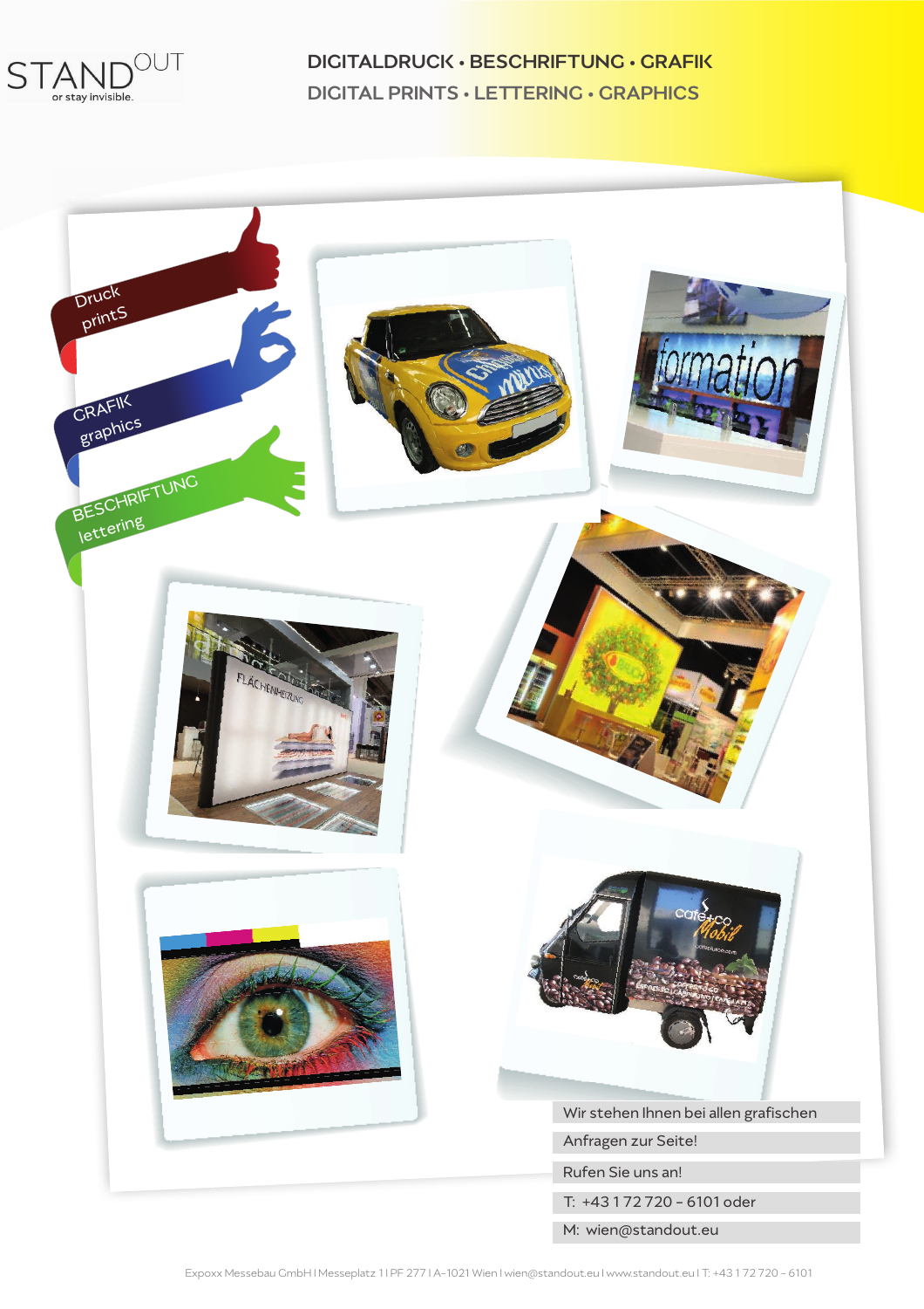STANDOUT
or stay invisible.

**DIGITALDRUCK • BESCHRIFTUNG • GRAFIK**

**DIGITAL PRINTS • LETTERING • GRAPHICS**

Druck
printS

GRAFIK
graphics

BESCHRIFTUNG
lettering

Wir stehen Ihnen bei allen grafischen
Anfragen zur Seite!
Rufen Sie uns an!
T: +43 1 72 720 – 6101 oder
M: wien@standout.eu

Expoxx Messebau GmbH I Messeplatz 1 I PF 277 I A-1021 Wien I wien@standout.eu I www.standout.eu I T: +43 1 72 720 – 6101